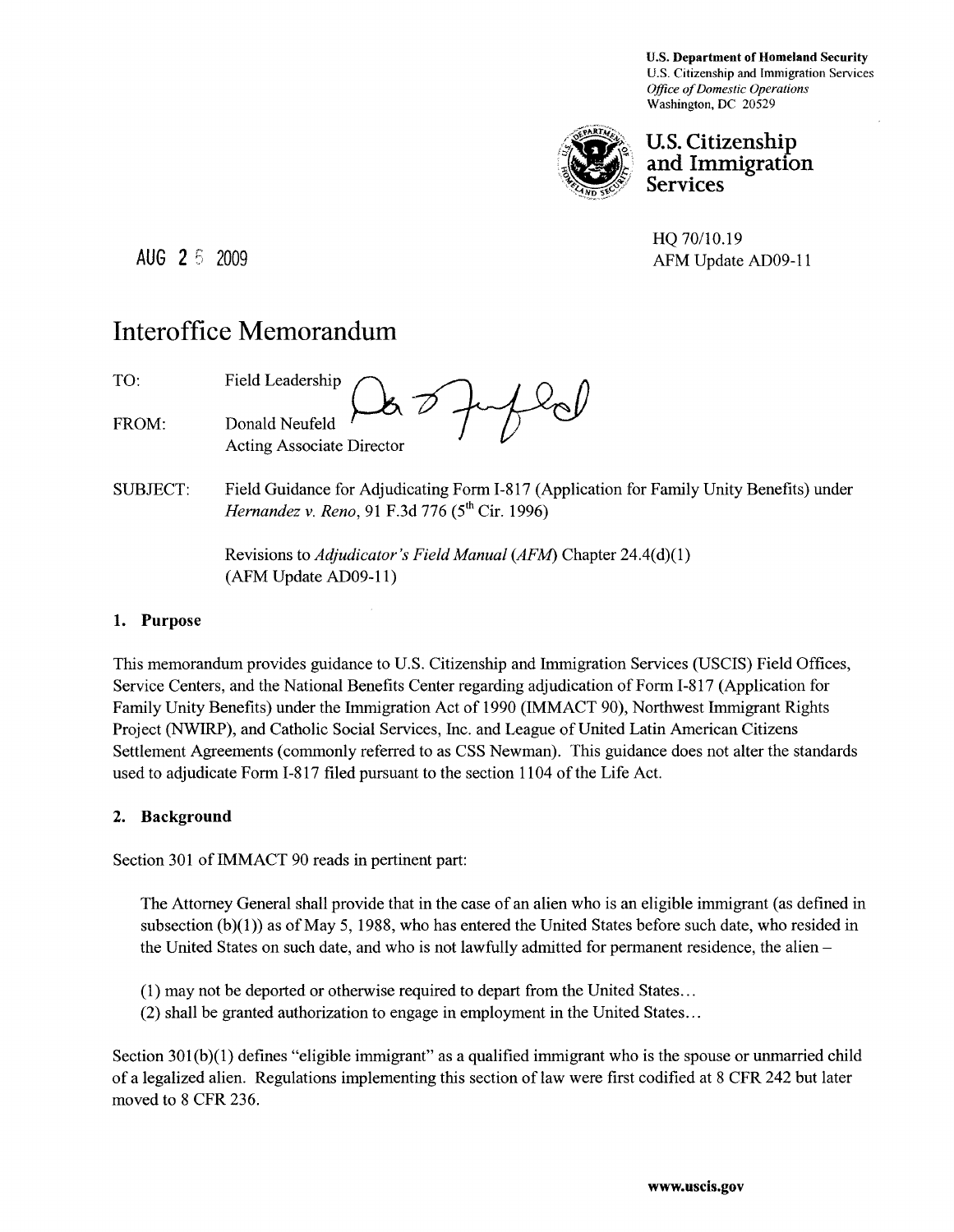U.S. Department of Homeland Security
U.S. Citizenship and Immigration Services
*Office of Domestic Operations*
Washington, DC 20529

**U.S. Citizenship and Immigration Services**

HQ 70/10.19
AFM Update AD09-11

AUG 25 2009

# Interoffice Memorandum

TO: Field Leadership

FROM: Donald Neufeld
Acting Associate Director

SUBJECT: Field Guidance for Adjudicating Form I-817 (Application for Family Unity Benefits) under *Hernandez v. Reno*, 91 F.3d 776 (5th Cir. 1996)

Revisions to *Adjudicator's Field Manual (AFM)* Chapter 24.4(d)(1) (AFM Update AD09-11)

## 1. Purpose

This memorandum provides guidance to U.S. Citizenship and Immigration Services (USCIS) Field Offices, Service Centers, and the National Benefits Center regarding adjudication of Form I-817 (Application for Family Unity Benefits) under the Immigration Act of 1990 (IMMACT 90), Northwest Immigrant Rights Project (NWIRP), and Catholic Social Services, Inc. and League of United Latin American Citizens Settlement Agreements (commonly referred to as CSS Newman). This guidance does not alter the standards used to adjudicate Form I-817 filed pursuant to the section 1104 of the Life Act.

## 2. Background

Section 301 of IMMACT 90 reads in pertinent part:

> The Attorney General shall provide that in the case of an alien who is an eligible immigrant (as defined in subsection (b)(1)) as of May 5, 1988, who has entered the United States before such date, who resided in the United States on such date, and who is not lawfully admitted for permanent residence, the alien –
>
> (1) may not be deported or otherwise required to depart from the United States...
> (2) shall be granted authorization to engage in employment in the United States...

Section 301(b)(1) defines "eligible immigrant" as a qualified immigrant who is the spouse or unmarried child of a legalized alien. Regulations implementing this section of law were first codified at 8 CFR 242 but later moved to 8 CFR 236.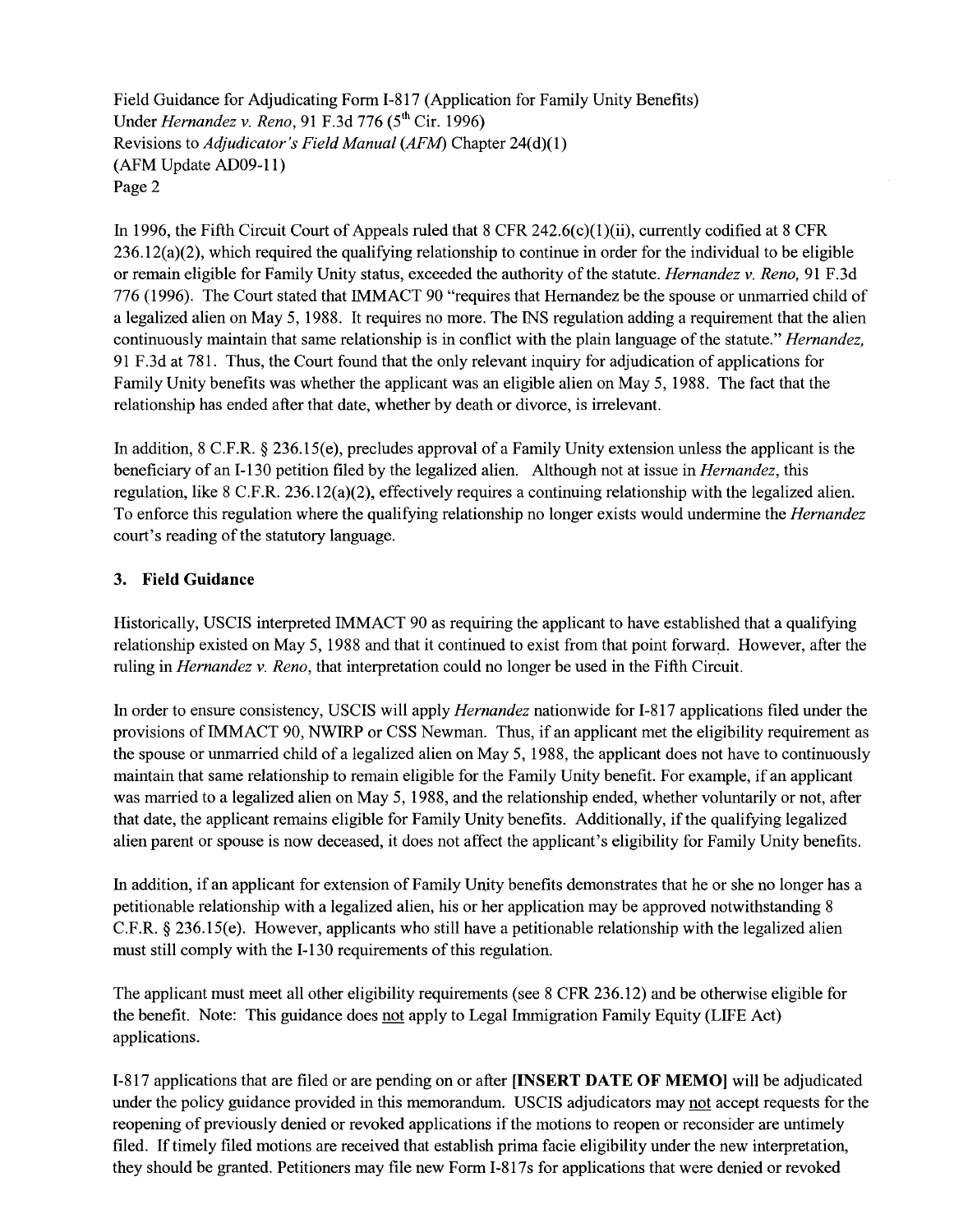In 1996, the Fifth Circuit Court of Appeals ruled that 8 CFR 242.6(c)(1)(ii), currently codified at 8 CFR 236.12(a)(2), which required the qualifying relationship to continue in order for the individual to be eligible or remain eligible for Family Unity status, exceeded the authority of the statute. *Hernandez v. Reno*, 91 F.3d 776 (1996). The Court stated that IMMACT 90 "requires that Hernandez be the spouse or unmarried child of a legalized alien on May 5, 1988. It requires no more. The INS regulation adding a requirement that the alien continuously maintain that same relationship is in conflict with the plain language of the statute." *Hernandez*, 91 F.3d at 781. Thus, the Court found that the only relevant inquiry for adjudication of applications for Family Unity benefits was whether the applicant was an eligible alien on May 5, 1988. The fact that the relationship has ended after that date, whether by death or divorce, is irrelevant.

In addition, 8 C.F.R. § 236.15(e), precludes approval of a Family Unity extension unless the applicant is the beneficiary of an I-130 petition filed by the legalized alien. Although not at issue in *Hernandez*, this regulation, like 8 C.F.R. 236.12(a)(2), effectively requires a continuing relationship with the legalized alien. To enforce this regulation where the qualifying relationship no longer exists would undermine the *Hernandez* court's reading of the statutory language.

### 3. Field Guidance

Historically, USCIS interpreted IMMACT 90 as requiring the applicant to have established that a qualifying relationship existed on May 5, 1988 and that it continued to exist from that point forward. However, after the ruling in *Hernandez v. Reno*, that interpretation could no longer be used in the Fifth Circuit.

In order to ensure consistency, USCIS will apply *Hernandez* nationwide for I-817 applications filed under the provisions of IMMACT 90, NWIRP or CSS Newman. Thus, if an applicant met the eligibility requirement as the spouse or unmarried child of a legalized alien on May 5, 1988, the applicant does not have to continuously maintain that same relationship to remain eligible for the Family Unity benefit. For example, if an applicant was married to a legalized alien on May 5, 1988, and the relationship ended, whether voluntarily or not, after that date, the applicant remains eligible for Family Unity benefits. Additionally, if the qualifying legalized alien parent or spouse is now deceased, it does not affect the applicant's eligibility for Family Unity benefits.

In addition, if an applicant for extension of Family Unity benefits demonstrates that he or she no longer has a petitionable relationship with a legalized alien, his or her application may be approved notwithstanding 8 C.F.R. § 236.15(e). However, applicants who still have a petitionable relationship with the legalized alien must still comply with the I-130 requirements of this regulation.

The applicant must meet all other eligibility requirements (see 8 CFR 236.12) and be otherwise eligible for the benefit. Note: This guidance does <u>not</u> apply to Legal Immigration Family Equity (LIFE Act) applications.

I-817 applications that are filed or are pending on or after **[INSERT DATE OF MEMO]** will be adjudicated under the policy guidance provided in this memorandum. USCIS adjudicators may <u>not</u> accept requests for the reopening of previously denied or revoked applications if the motions to reopen or reconsider are untimely filed. If timely filed motions are received that establish prima facie eligibility under the new interpretation, they should be granted. Petitioners may file new Form I-817s for applications that were denied or revoked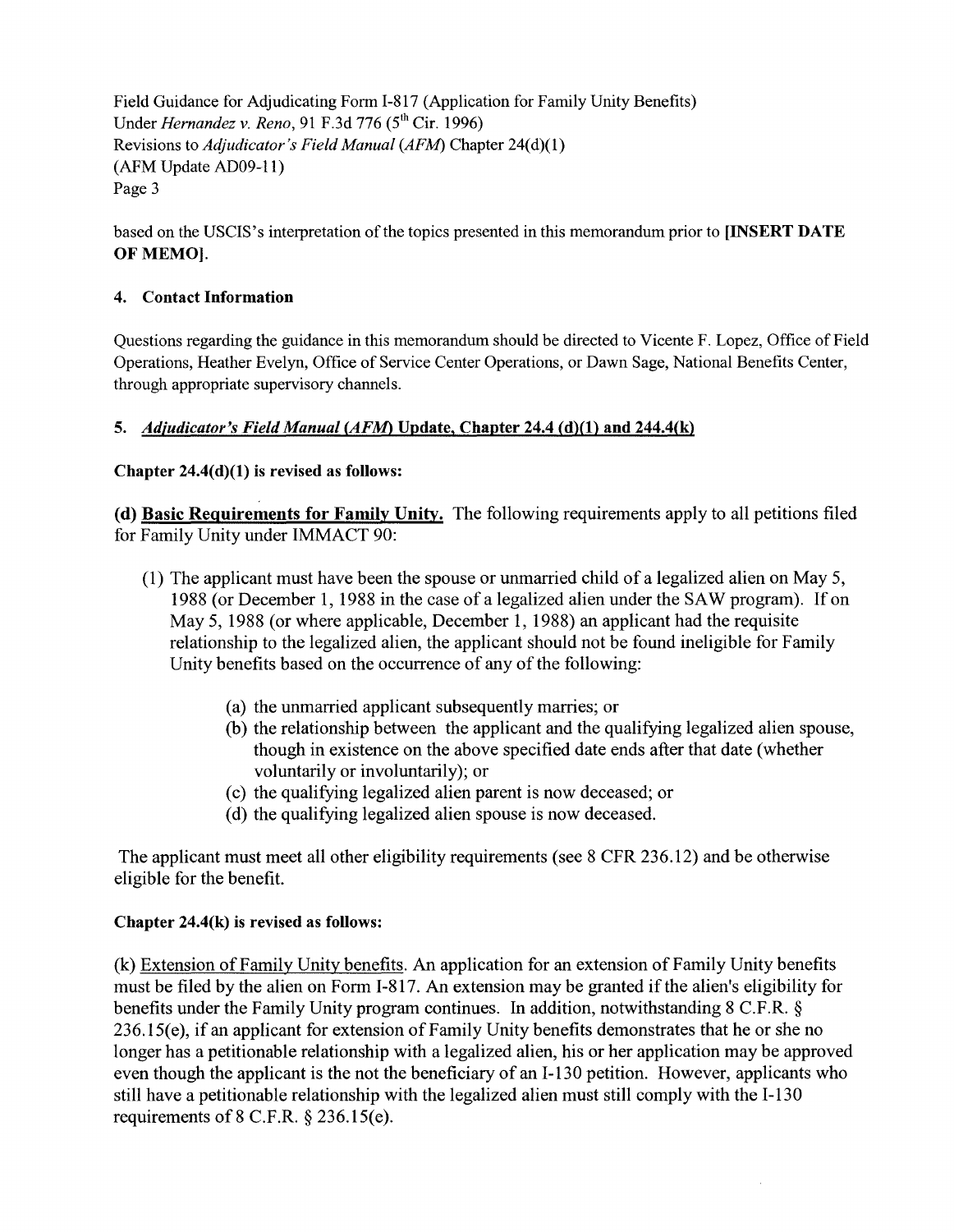based on the USCIS's interpretation of the topics presented in this memorandum prior to **[INSERT DATE OF MEMO]**.

### 4. Contact Information

Questions regarding the guidance in this memorandum should be directed to Vicente F. Lopez, Office of Field Operations, Heather Evelyn, Office of Service Center Operations, or Dawn Sage, National Benefits Center, through appropriate supervisory channels.

### 5. *Adjudicator's Field Manual (AFM)* Update, Chapter 24.4 (d)(1) and 244.4(k)

**Chapter 24.4(d)(1) is revised as follows:**

**(d) Basic Requirements for Family Unity.** The following requirements apply to all petitions filed for Family Unity under IMMACT 90:

(1) The applicant must have been the spouse or unmarried child of a legalized alien on May 5, 1988 (or December 1, 1988 in the case of a legalized alien under the SAW program). If on May 5, 1988 (or where applicable, December 1, 1988) an applicant had the requisite relationship to the legalized alien, the applicant should not be found ineligible for Family Unity benefits based on the occurrence of any of the following:

  - (a) the unmarried applicant subsequently marries; or
  - (b) the relationship between the applicant and the qualifying legalized alien spouse, though in existence on the above specified date ends after that date (whether voluntarily or involuntarily); or
  - (c) the qualifying legalized alien parent is now deceased; or
  - (d) the qualifying legalized alien spouse is now deceased.

The applicant must meet all other eligibility requirements (see 8 CFR 236.12) and be otherwise eligible for the benefit.

**Chapter 24.4(k) is revised as follows:**

(k) Extension of Family Unity benefits. An application for an extension of Family Unity benefits must be filed by the alien on Form I-817. An extension may be granted if the alien's eligibility for benefits under the Family Unity program continues. In addition, notwithstanding 8 C.F.R. § 236.15(e), if an applicant for extension of Family Unity benefits demonstrates that he or she no longer has a petitionable relationship with a legalized alien, his or her application may be approved even though the applicant is the not the beneficiary of an I-130 petition. However, applicants who still have a petitionable relationship with the legalized alien must still comply with the I-130 requirements of 8 C.F.R. § 236.15(e).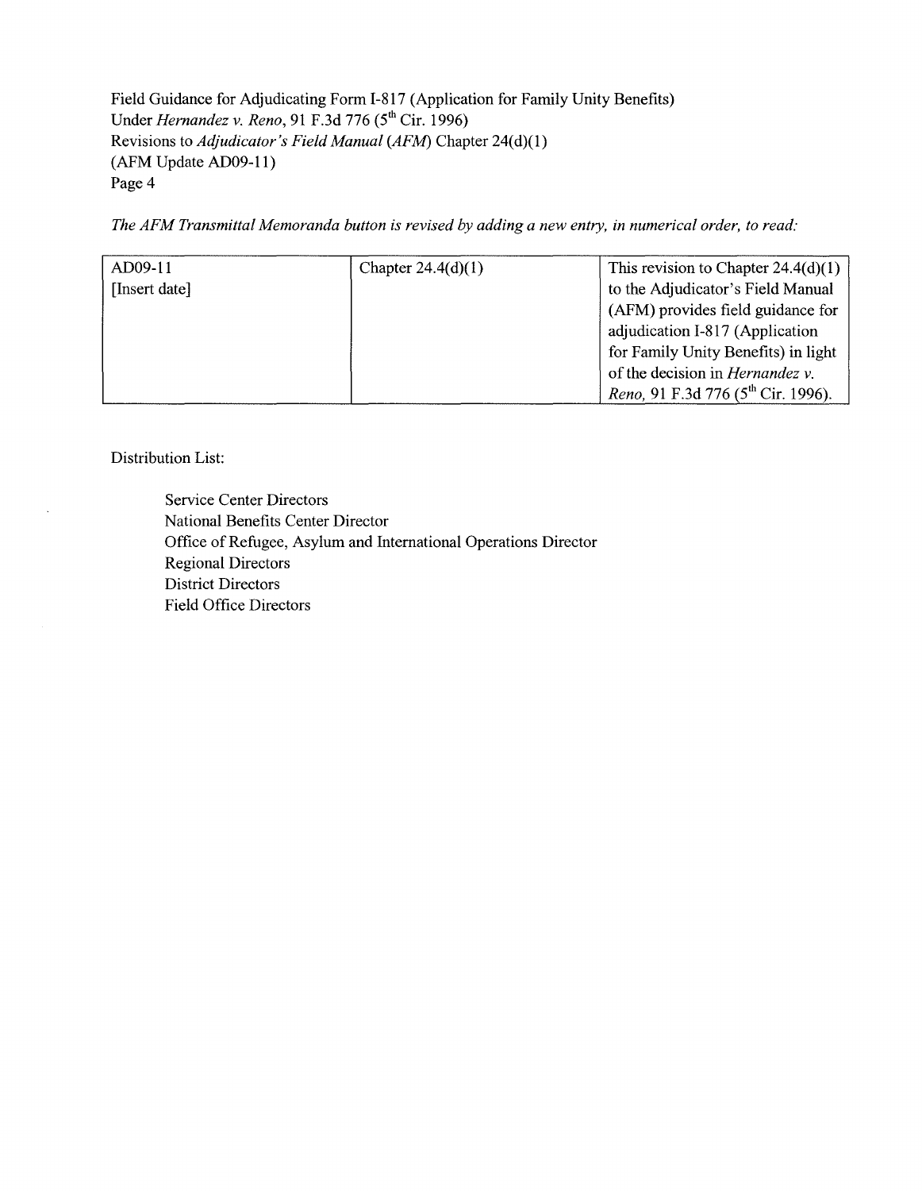Field Guidance for Adjudicating Form I-817 (Application for Family Unity Benefits) Under *Hernandez v. Reno*, 91 F.3d 776 (5th Cir. 1996)
Revisions to *Adjudicator's Field Manual (AFM)* Chapter 24(d)(1)
(AFM Update AD09-11)

*The AFM Transmittal Memoranda button is revised by adding a new entry, in numerical order, to read:*

| | | |
|---|---|---|
| AD09-11<br>[Insert date] | Chapter 24.4(d)(1) | This revision to Chapter 24.4(d)(1) to the Adjudicator's Field Manual (AFM) provides field guidance for adjudication I-817 (Application for Family Unity Benefits) in light of the decision in *Hernandez v. Reno*, 91 F.3d 776 (5th Cir. 1996). |

Distribution List:

- Service Center Directors
- National Benefits Center Director
- Office of Refugee, Asylum and International Operations Director
- Regional Directors
- District Directors
- Field Office Directors